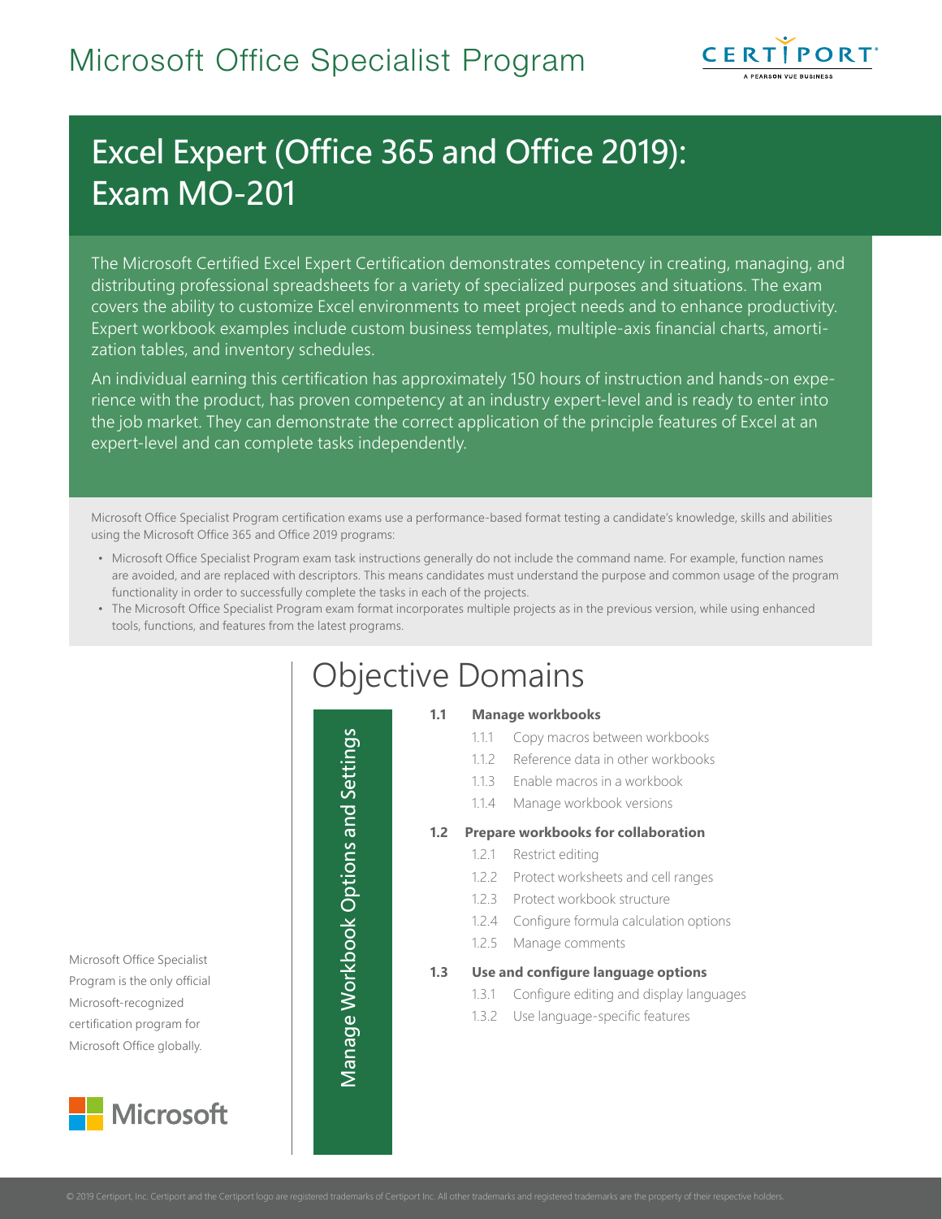# Microsoft Office Specialist Program

## Excel Expert (Office 365 and Office 2019): Exam MO-201

The Microsoft Certified Excel Expert Certification demonstrates competency in creating, managing, and distributing professional spreadsheets for a variety of specialized purposes and situations. The exam covers the ability to customize Excel environments to meet project needs and to enhance productivity. Expert workbook examples include custom business templates, multiple-axis financial charts, amortization tables, and inventory schedules.

An individual earning this certification has approximately 150 hours of instruction and hands-on experience with the product, has proven competency at an industry expert-level and is ready to enter into the job market. They can demonstrate the correct application of the principle features of Excel at an expert-level and can complete tasks independently.

Microsoft Office Specialist Program certification exams use a performance-based format testing a candidate's knowledge, skills and abilities using the Microsoft Office 365 and Office 2019 programs:

- Microsoft Office Specialist Program exam task instructions generally do not include the command name. For example, function names are avoided, and are replaced with descriptors. This means candidates must understand the purpose and common usage of the program functionality in order to successfully complete the tasks in each of the projects.
- The Microsoft Office Specialist Program exam format incorporates multiple projects as in the previous version, while using enhanced tools, functions, and features from the latest programs.

Microsoft Office Specialist Program is the only official Microsoft-recognized certification program for Microsoft Office globally.

# Objective Domains

## Manage Workbook Options and Settings

**1.1 Manage workbooks**

- 1.1.1 Copy macros between workbooks
- 1.1.2 Reference data in other workbooks
- 1.1.3 Enable macros in a workbook
- 1.1.4 Manage workbook versions

**1.2 Prepare workbooks for collaboration**

- 1.2.1 Restrict editing
- 1.2.2 Protect worksheets and cell ranges
- 1.2.3 Protect workbook structure
- 1.2.4 Configure formula calculation options
- 1.2.5 Manage comments

**1.3 Use and configure language options**

- 1.3.1 Configure editing and display languages
- 1.3.2 Use language-specific features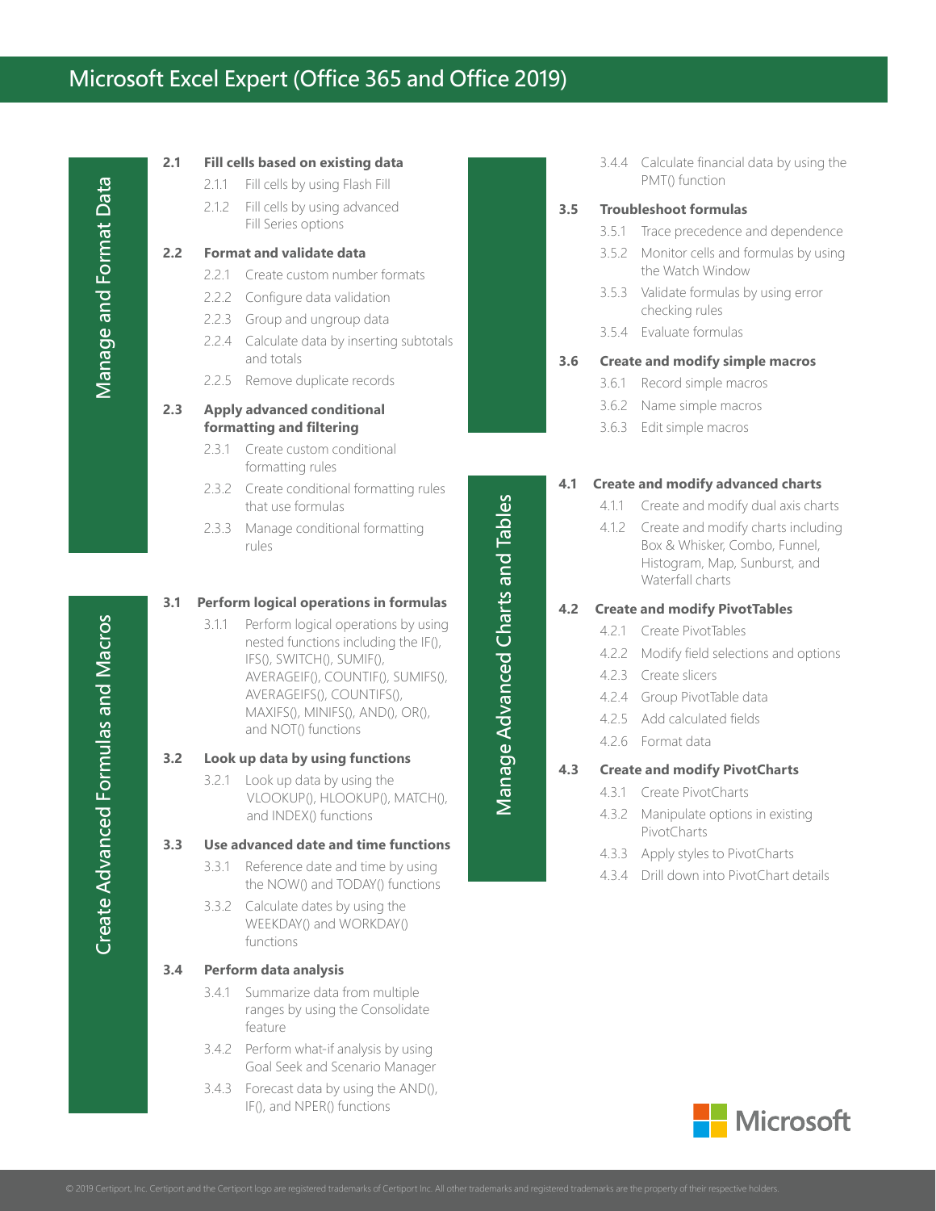# Microsoft Excel Expert (Office 365 and Office 2019)

## Manage and Format Data

**2.1 Fill cells based on existing data**

- 2.1.1 Fill cells by using Flash Fill
- 2.1.2 Fill cells by using advanced Fill Series options

**2.2 Format and validate data**

- 2.2.1 Create custom number formats
- 2.2.2 Configure data validation
- 2.2.3 Group and ungroup data
- 2.2.4 Calculate data by inserting subtotals and totals
- 2.2.5 Remove duplicate records

**2.3 Apply advanced conditional formatting and filtering**

- 2.3.1 Create custom conditional formatting rules
- 2.3.2 Create conditional formatting rules that use formulas
- 2.3.3 Manage conditional formatting rules

## Create Advanced Formulas and Macros

**3.1 Perform logical operations in formulas**

- 3.1.1 Perform logical operations by using nested functions including the IF(), IFS(), SWITCH(), SUMIF(), AVERAGEIF(), COUNTIF(), SUMIFS(), AVERAGEIFS(), COUNTIFS(), MAXIFS(), MINIFS(), AND(), OR(), and NOT() functions

**3.2 Look up data by using functions**

- 3.2.1 Look up data by using the VLOOKUP(), HLOOKUP(), MATCH(), and INDEX() functions

**3.3 Use advanced date and time functions**

- 3.3.1 Reference date and time by using the NOW() and TODAY() functions
- 3.3.2 Calculate dates by using the WEEKDAY() and WORKDAY() functions

**3.4 Perform data analysis**

- 3.4.1 Summarize data from multiple ranges by using the Consolidate feature
- 3.4.2 Perform what-if analysis by using Goal Seek and Scenario Manager
- 3.4.3 Forecast data by using the AND(), IF(), and NPER() functions
- 3.4.4 Calculate financial data by using the PMT() function

**3.5 Troubleshoot formulas**

- 3.5.1 Trace precedence and dependence
- 3.5.2 Monitor cells and formulas by using the Watch Window
- 3.5.3 Validate formulas by using error checking rules
- 3.5.4 Evaluate formulas

**3.6 Create and modify simple macros**

- 3.6.1 Record simple macros
- 3.6.2 Name simple macros
- 3.6.3 Edit simple macros

## Manage Advanced Charts and Tables

**4.1 Create and modify advanced charts**

- 4.1.1 Create and modify dual axis charts
- 4.1.2 Create and modify charts including Box & Whisker, Combo, Funnel, Histogram, Map, Sunburst, and Waterfall charts

**4.2 Create and modify PivotTables**

- 4.2.1 Create PivotTables
- 4.2.2 Modify field selections and options
- 4.2.3 Create slicers
- 4.2.4 Group PivotTable data
- 4.2.5 Add calculated fields
- 4.2.6 Format data

**4.3 Create and modify PivotCharts**

- 4.3.1 Create PivotCharts
- 4.3.2 Manipulate options in existing PivotCharts
- 4.3.3 Apply styles to PivotCharts
- 4.3.4 Drill down into PivotChart details

Microsoft

© 2019 Certiport, Inc. Certiport and the Certiport logo are registered trademarks of Certiport Inc. All other trademarks and registered trademarks are the property of their respective holders.